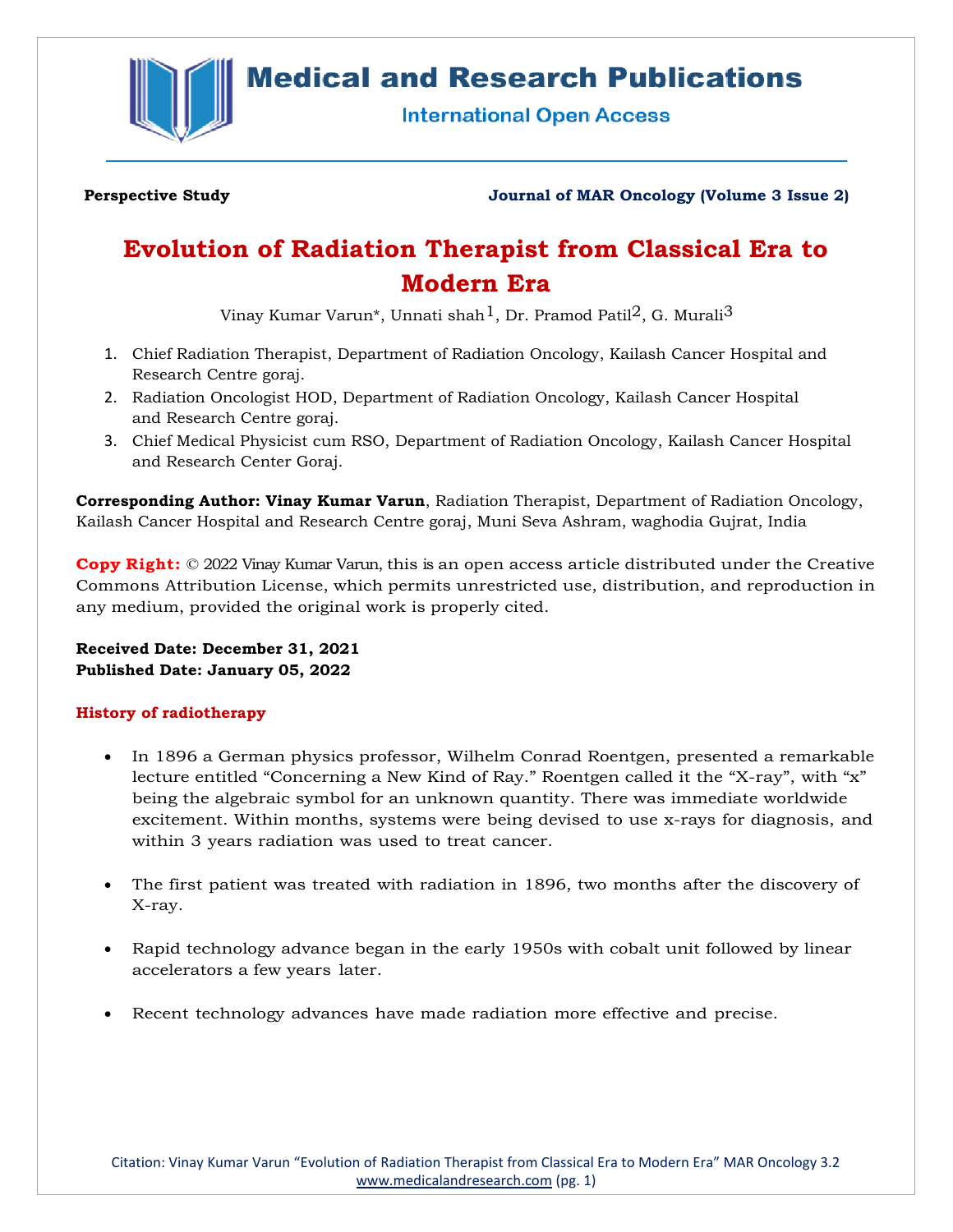**Perspective Study** **Journal of MAR Oncology (Volume 3 Issue 2)**

# Evolution of Radiation Therapist from Classical Era to Modern Era

Vinay Kumar Varun*, Unnati shah[1], Dr. Pramod Patil[2], G. Murali[3]

1. Chief Radiation Therapist, Department of Radiation Oncology, Kailash Cancer Hospital and Research Centre goraj.
2. Radiation Oncologist HOD, Department of Radiation Oncology, Kailash Cancer Hospital and Research Centre goraj.
3. Chief Medical Physicist cum RSO, Department of Radiation Oncology, Kailash Cancer Hospital and Research Center Goraj.

**Corresponding Author: Vinay Kumar Varun**, Radiation Therapist, Department of Radiation Oncology, Kailash Cancer Hospital and Research Centre goraj, Muni Seva Ashram, waghodia Gujrat, India

**Copy Right:** © 2022 Vinay Kumar Varun, this is an open access article distributed under the Creative Commons Attribution License, which permits unrestricted use, distribution, and reproduction in any medium, provided the original work is properly cited.

**Received Date: December 31, 2021**
**Published Date: January 05, 2022**

## History of radiotherapy

- In 1896 a German physics professor, Wilhelm Conrad Roentgen, presented a remarkable lecture entitled "Concerning a New Kind of Ray." Roentgen called it the "X-ray", with "x" being the algebraic symbol for an unknown quantity. There was immediate worldwide excitement. Within months, systems were being devised to use x-rays for diagnosis, and within 3 years radiation was used to treat cancer.

- The first patient was treated with radiation in 1896, two months after the discovery of X-ray.

- Rapid technology advance began in the early 1950s with cobalt unit followed by linear accelerators a few years later.

- Recent technology advances have made radiation more effective and precise.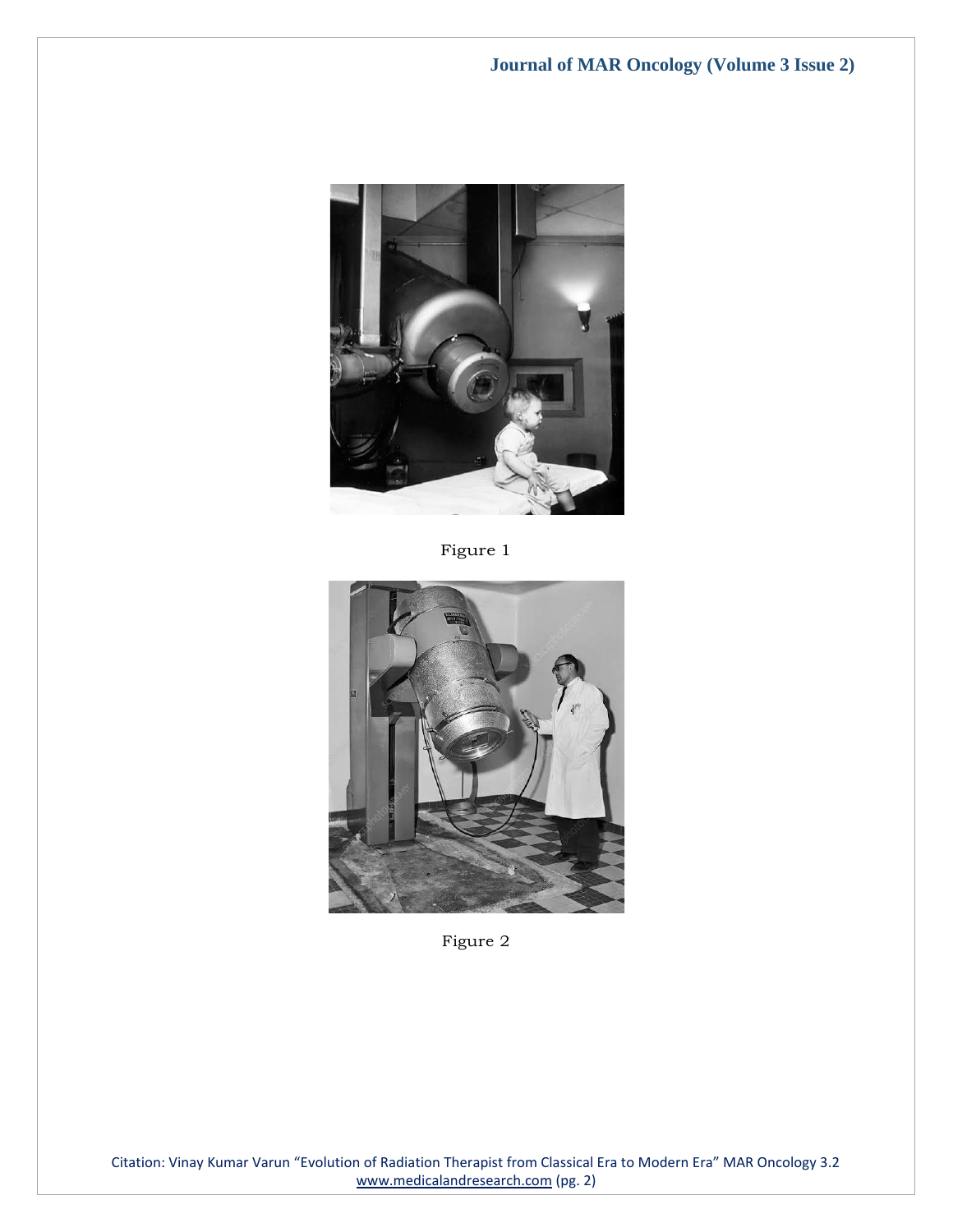Figure 1

Figure 2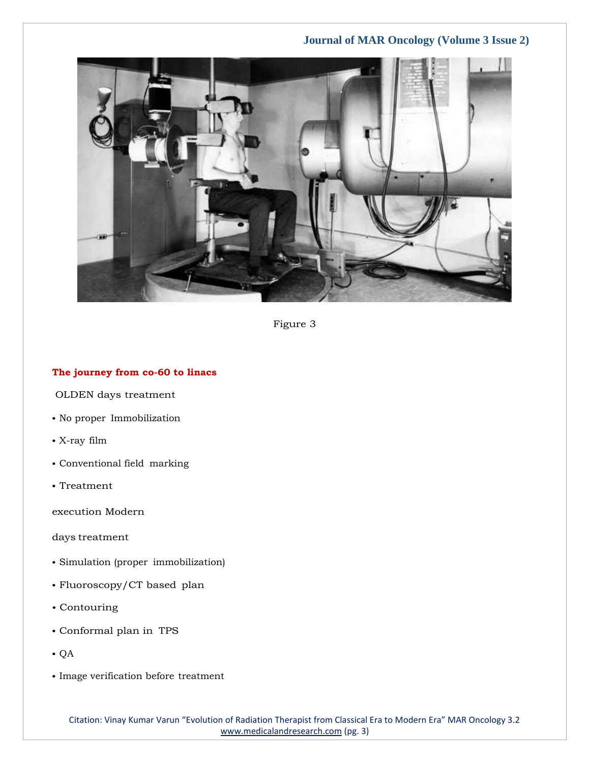Figure 3

**The journey from co-60 to linacs**

OLDEN days treatment

- No proper Immobilization
- X-ray film
- Conventional field marking
- Treatment

execution Modern

days treatment

- Simulation (proper immobilization)
- Fluoroscopy/CT based plan
- Contouring
- Conformal plan in TPS
- QA
- Image verification before treatment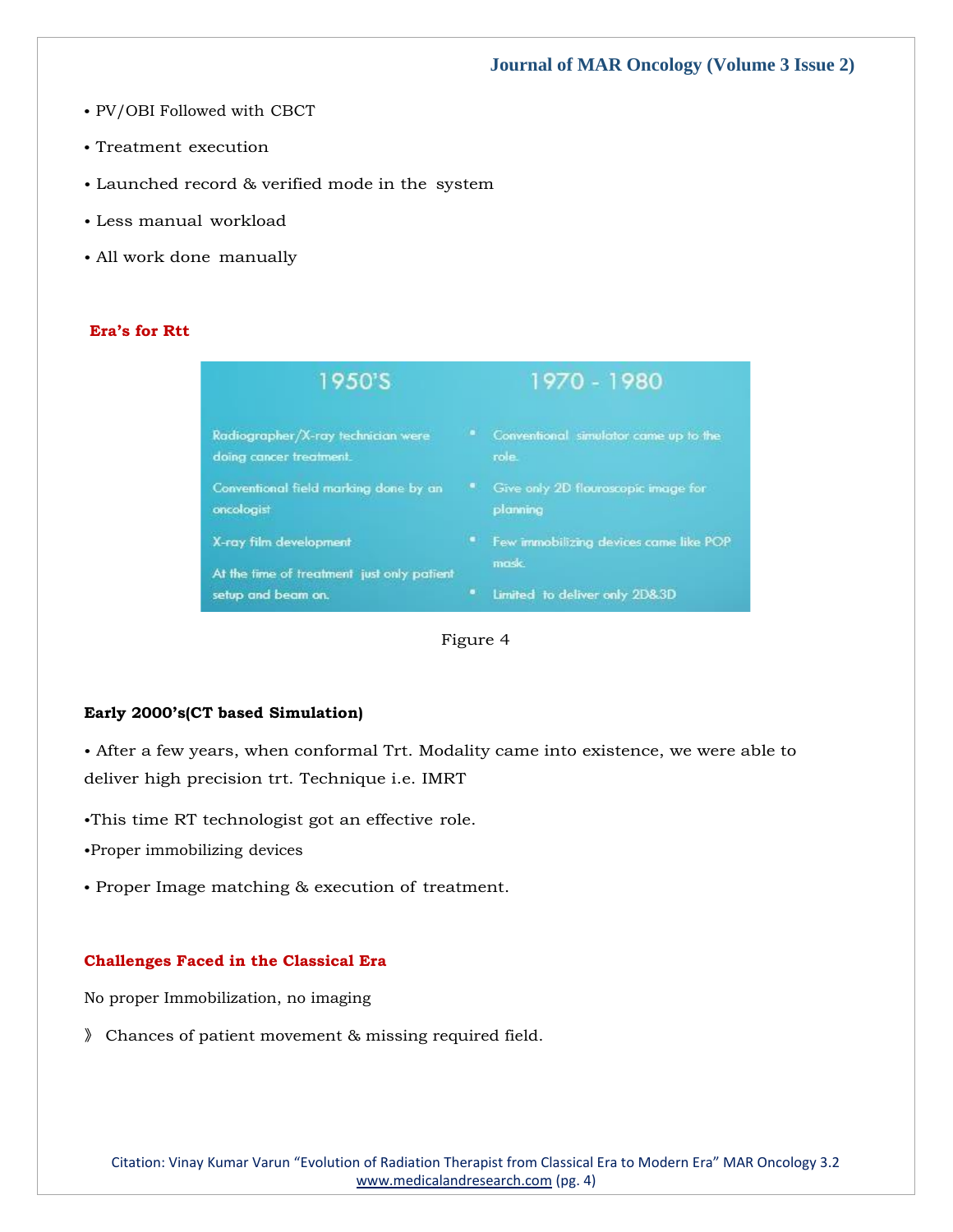• PV/OBI Followed with CBCT

• Treatment execution

• Launched record & verified mode in the system

• Less manual workload

• All work done manually

## Era's for Rtt

| 1950'S | 1970 - 1980 |
| --- | --- |
| Radiographer/X-ray technician were doing cancer treatment. | • Conventional simulator came up to the role. |
| Conventional field marking done by an oncologist | • Give only 2D flouroscopic image for planning |
| X-ray film development | • Few immobilizing devices came like POP mask. |
| At the time of treatment just only patient setup and beam on. | • Limited to deliver only 2D&3D |

Figure 4

**Early 2000's(CT based Simulation)**

• After a few years, when conformal Trt. Modality came into existence, we were able to deliver high precision trt. Technique i.e. IMRT

•This time RT technologist got an effective role.

•Proper immobilizing devices

• Proper Image matching & execution of treatment.

## Challenges Faced in the Classical Era

No proper Immobilization, no imaging

》 Chances of patient movement & missing required field.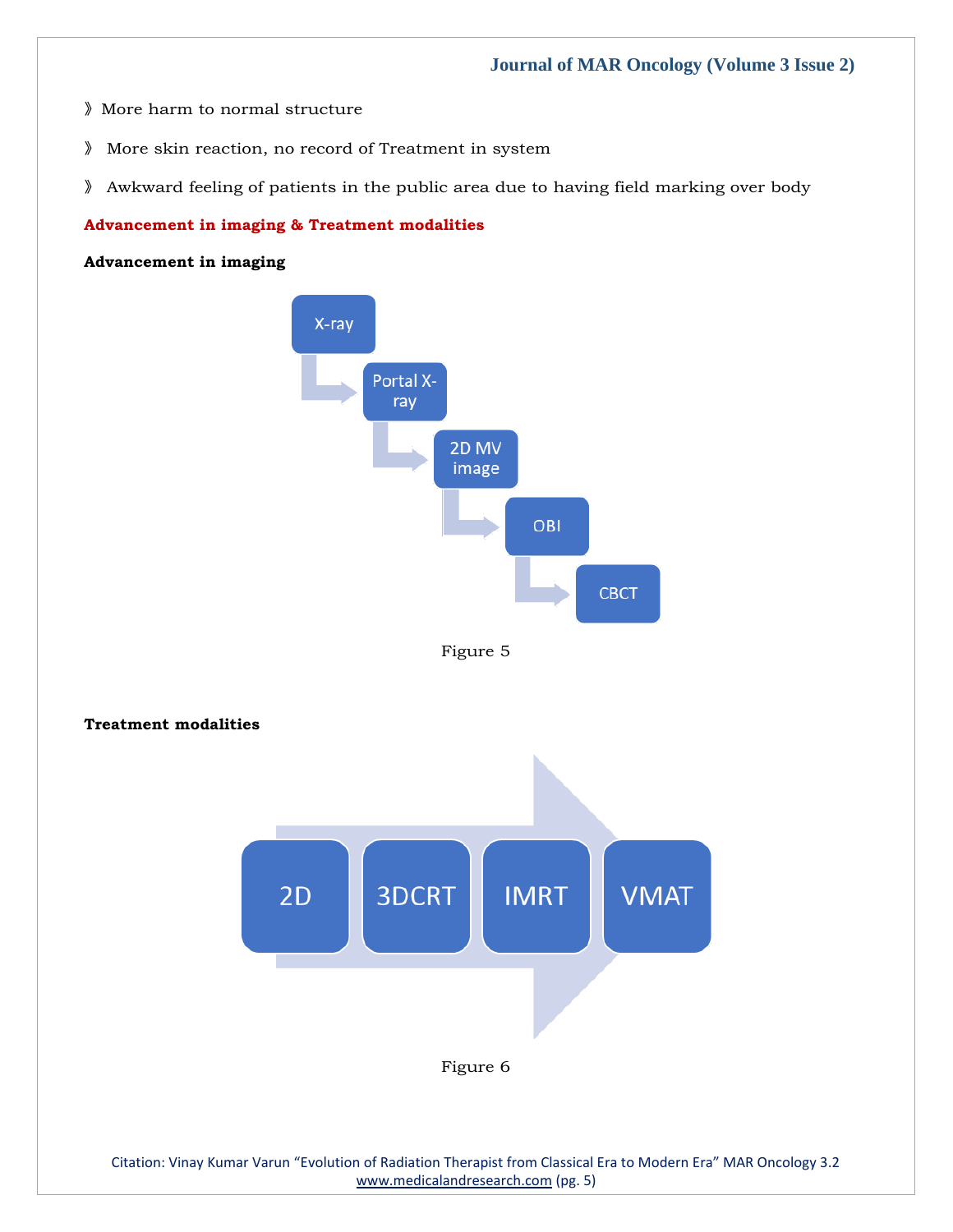- 》 More harm to normal structure
- 》 More skin reaction, no record of Treatment in system
- 》 Awkward feeling of patients in the public area due to having field marking over body

## Advancement in imaging & Treatment modalities

### Advancement in imaging

X-ray → Portal X-ray → 2D MV image → OBI → CBCT

Figure 5

### Treatment modalities

2D → 3DCRT → IMRT → VMAT

Figure 6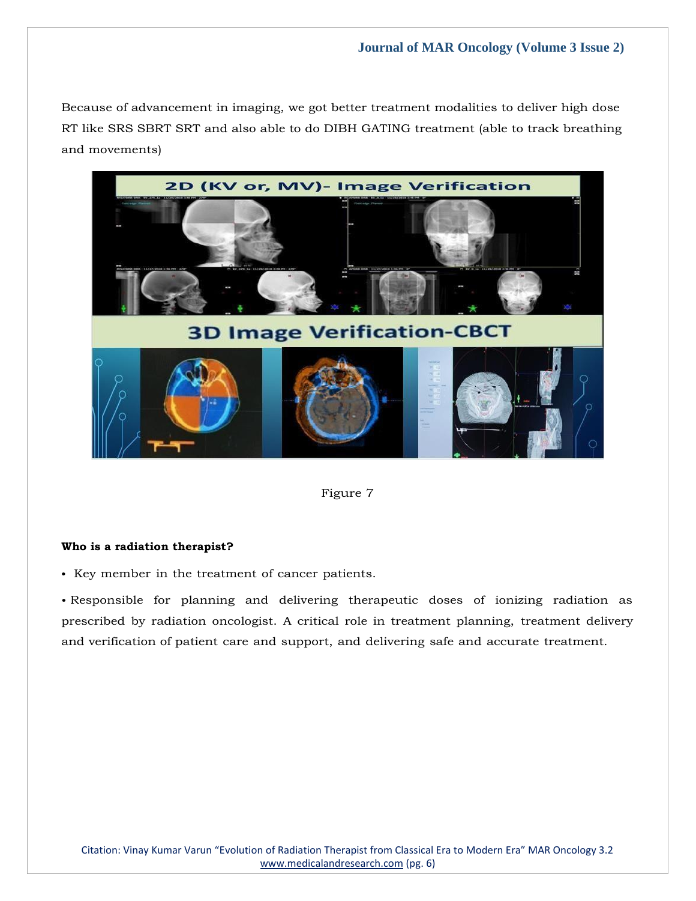Because of advancement in imaging, we got better treatment modalities to deliver high dose RT like SRS SBRT SRT and also able to do DIBH GATING treatment (able to track breathing and movements)

Figure 7

**Who is a radiation therapist?**

- Key member in the treatment of cancer patients.
- Responsible for planning and delivering therapeutic doses of ionizing radiation as prescribed by radiation oncologist. A critical role in treatment planning, treatment delivery and verification of patient care and support, and delivering safe and accurate treatment.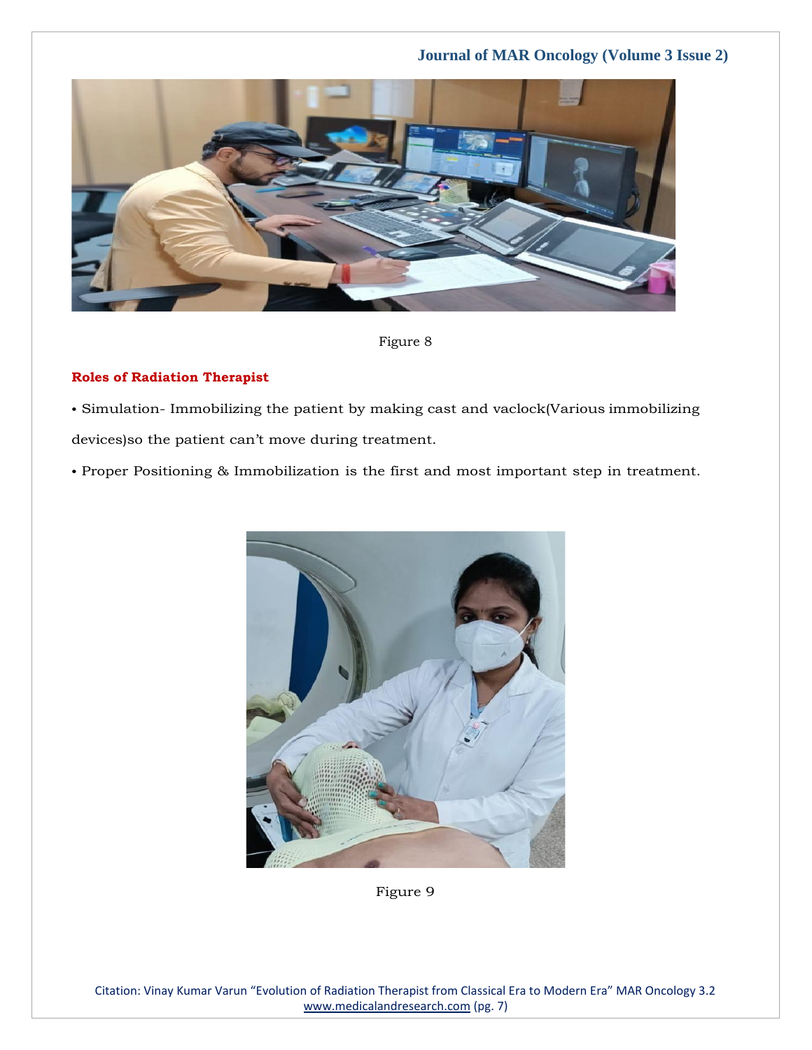Figure 8

### Roles of Radiation Therapist

- Simulation- Immobilizing the patient by making cast and vaclock(Various immobilizing devices)so the patient can't move during treatment.
- Proper Positioning & Immobilization is the first and most important step in treatment.

Figure 9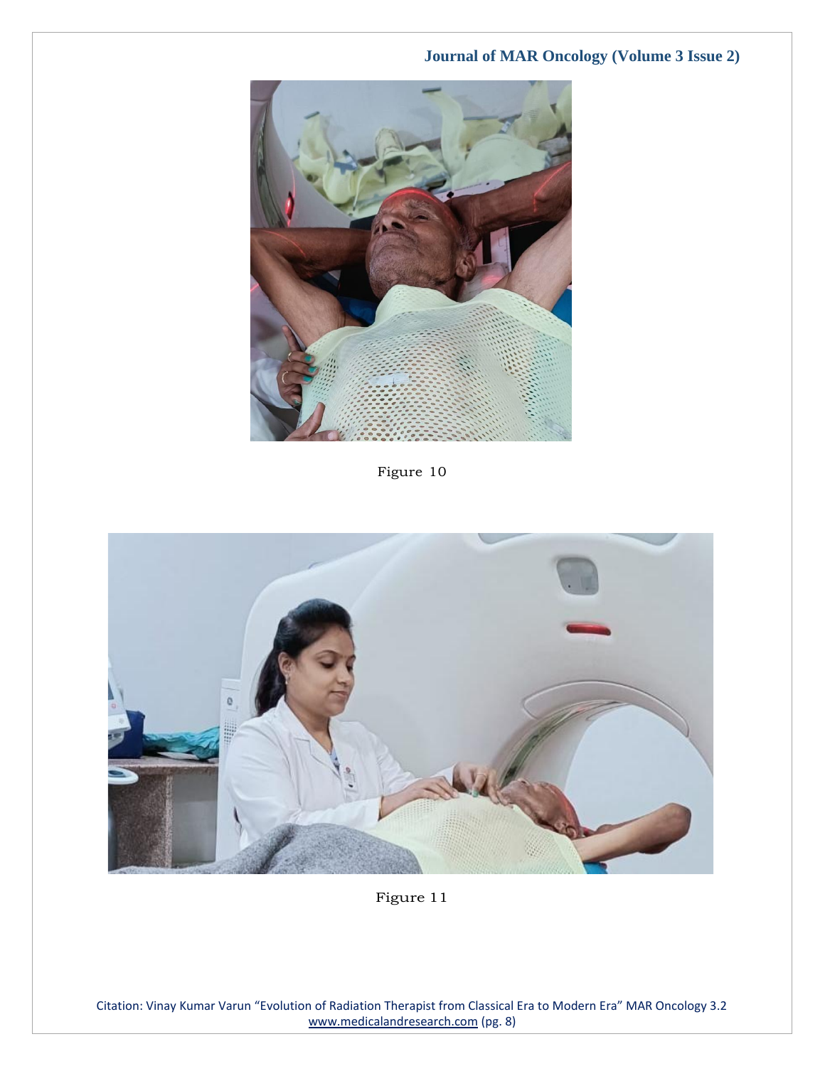Figure 10

Figure 11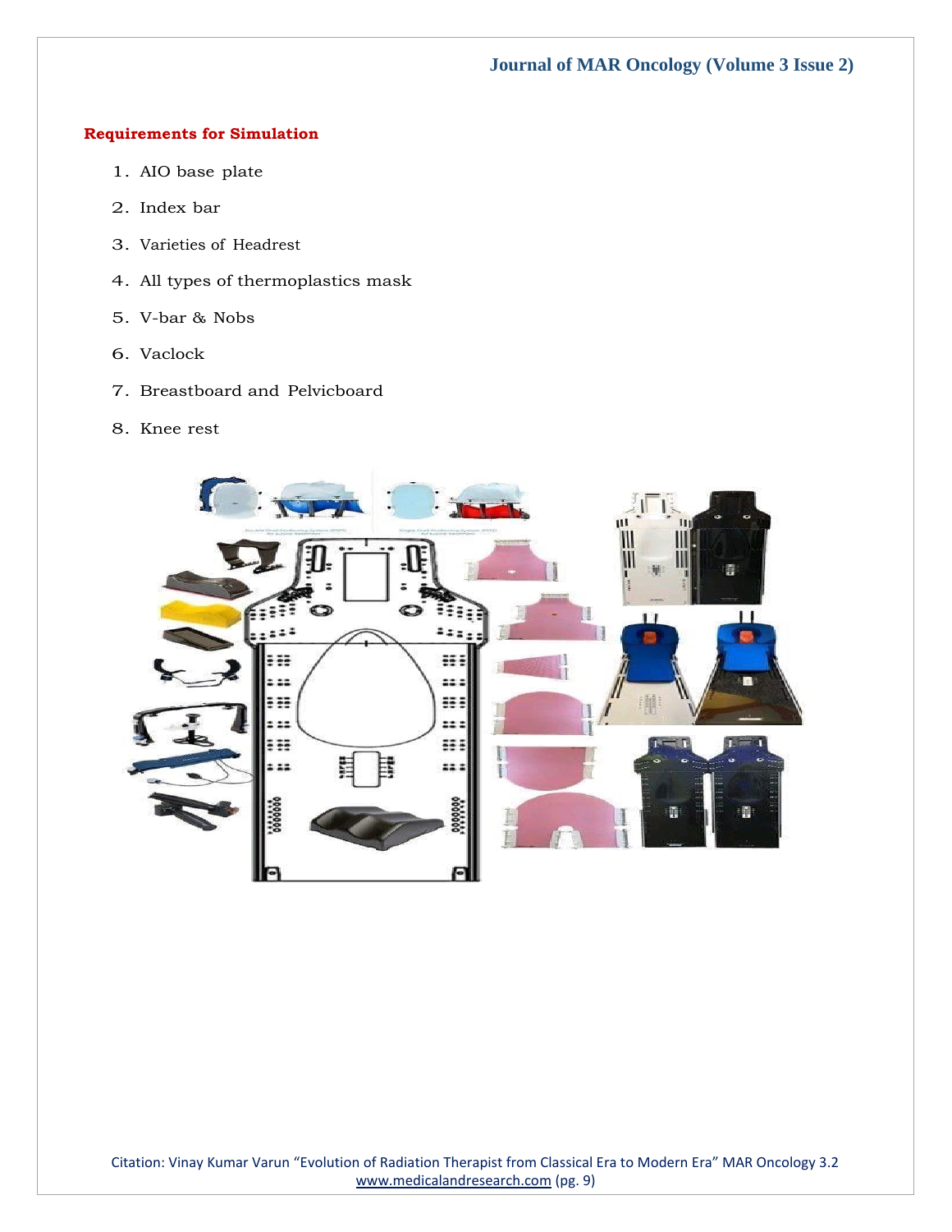## Requirements for Simulation

1. AIO base plate
2. Index bar
3. Varieties of Headrest
4. All types of thermoplastics mask
5. V-bar & Nobs
6. Vaclock
7. Breastboard and Pelvicboard
8. Knee rest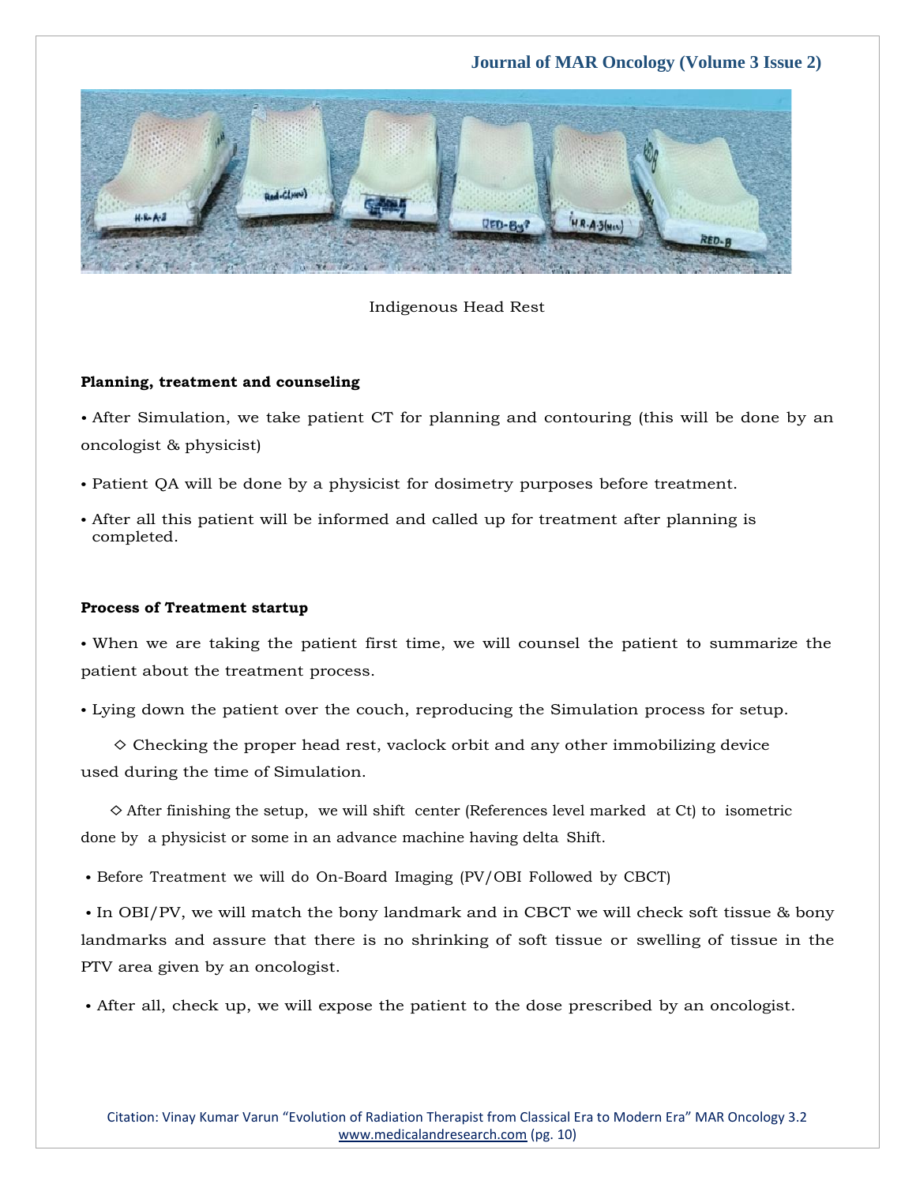Indigenous Head Rest

**Planning, treatment and counseling**

• After Simulation, we take patient CT for planning and contouring (this will be done by an oncologist & physicist)

• Patient QA will be done by a physicist for dosimetry purposes before treatment.

• After all this patient will be informed and called up for treatment after planning is completed.

**Process of Treatment startup**

• When we are taking the patient first time, we will counsel the patient to summarize the patient about the treatment process.

• Lying down the patient over the couch, reproducing the Simulation process for setup.

◇ Checking the proper head rest, vaclock orbit and any other immobilizing device used during the time of Simulation.

◇ After finishing the setup, we will shift center (References level marked at Ct) to isometric done by a physicist or some in an advance machine having delta Shift.

• Before Treatment we will do On-Board Imaging (PV/OBI Followed by CBCT)

• In OBI/PV, we will match the bony landmark and in CBCT we will check soft tissue & bony landmarks and assure that there is no shrinking of soft tissue or swelling of tissue in the PTV area given by an oncologist.

• After all, check up, we will expose the patient to the dose prescribed by an oncologist.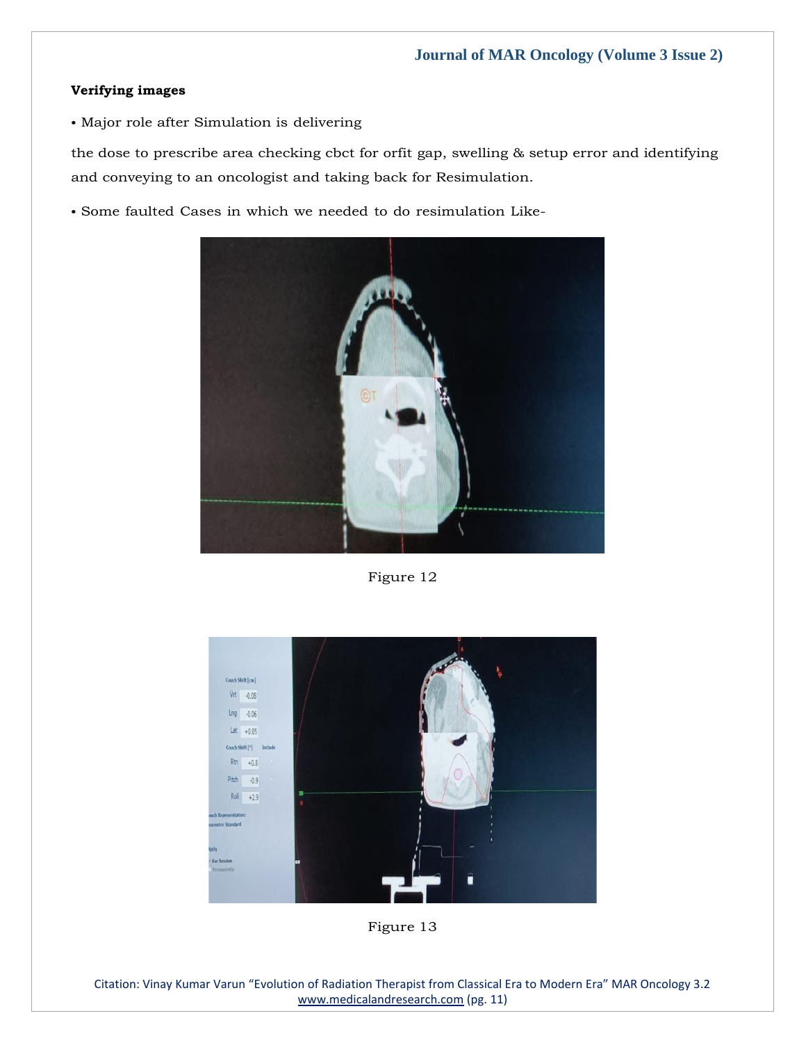**Verifying images**

• Major role after Simulation is delivering

the dose to prescribe area checking cbct for orfit gap, swelling & setup error and identifying and conveying to an oncologist and taking back for Resimulation.

• Some faulted Cases in which we needed to do resimulation Like-

Figure 12

Figure 13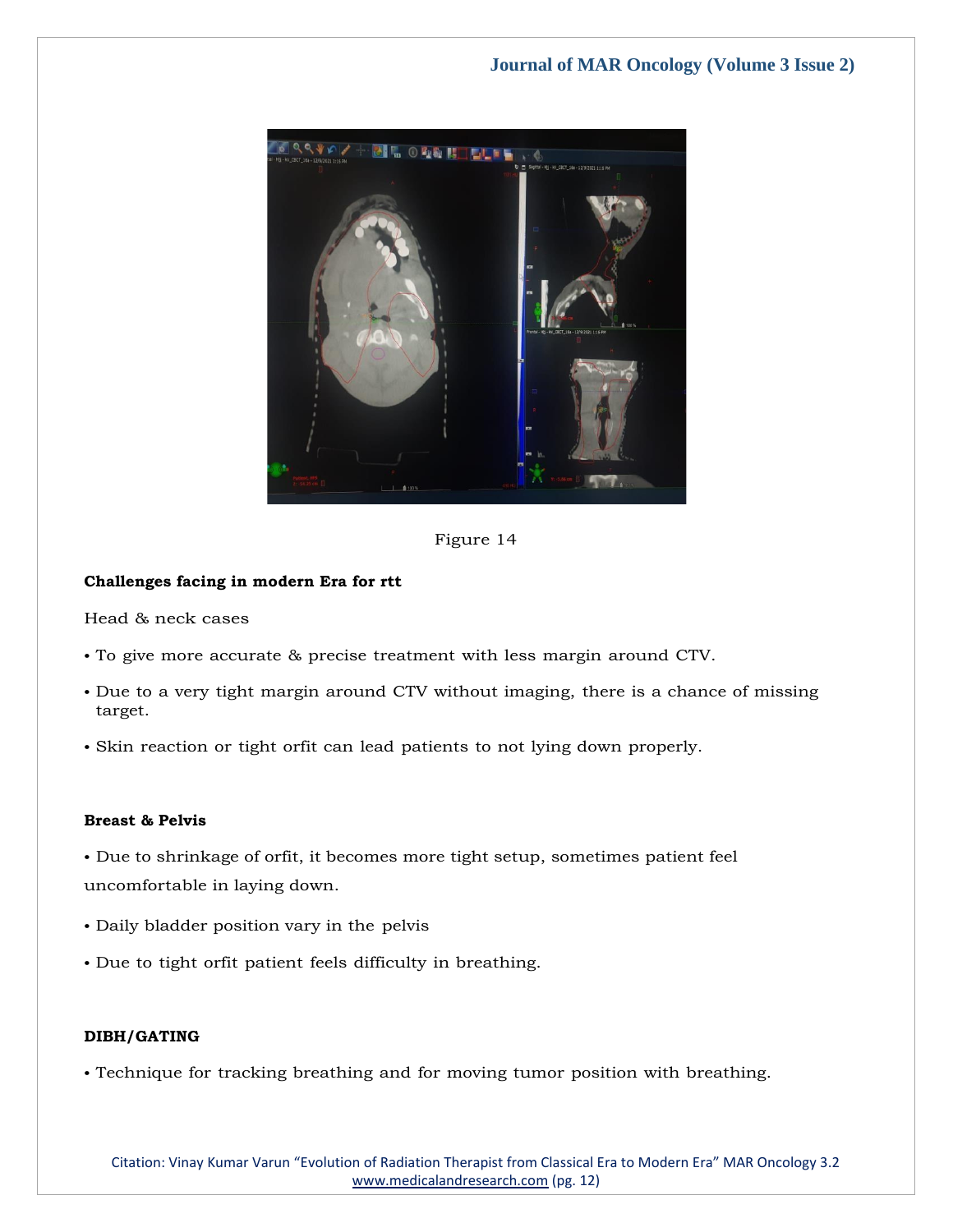Figure 14

**Challenges facing in modern Era for rtt**

Head & neck cases

- To give more accurate & precise treatment with less margin around CTV.
- Due to a very tight margin around CTV without imaging, there is a chance of missing target.
- Skin reaction or tight orfit can lead patients to not lying down properly.

**Breast & Pelvis**

- Due to shrinkage of orfit, it becomes more tight setup, sometimes patient feel uncomfortable in laying down.
- Daily bladder position vary in the pelvis
- Due to tight orfit patient feels difficulty in breathing.

**DIBH/GATING**

- Technique for tracking breathing and for moving tumor position with breathing.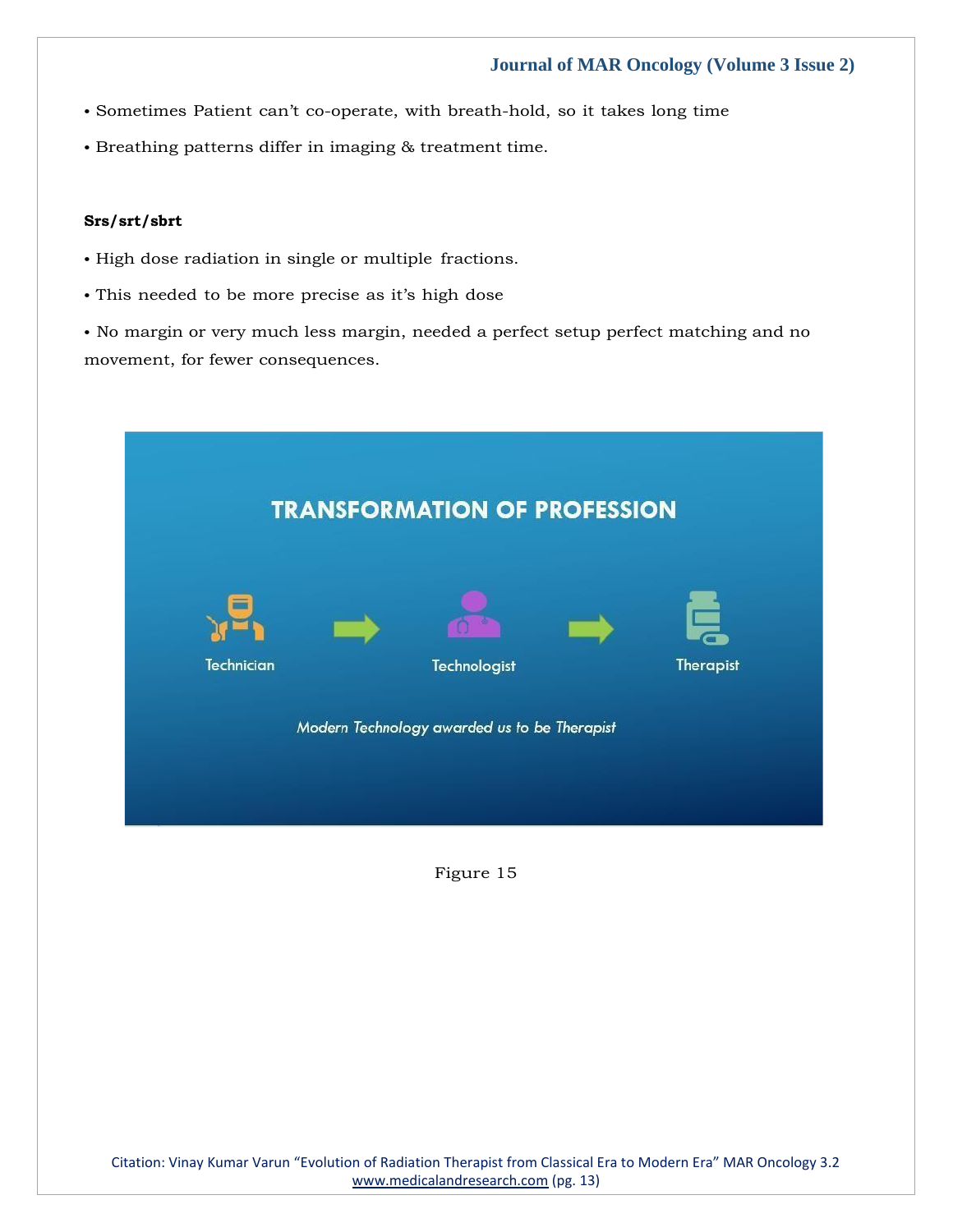• Sometimes Patient can't co-operate, with breath-hold, so it takes long time

• Breathing patterns differ in imaging & treatment time.

**Srs/srt/sbrt**

• High dose radiation in single or multiple fractions.

• This needed to be more precise as it's high dose

• No margin or very much less margin, needed a perfect setup perfect matching and no movement, for fewer consequences.

Figure 15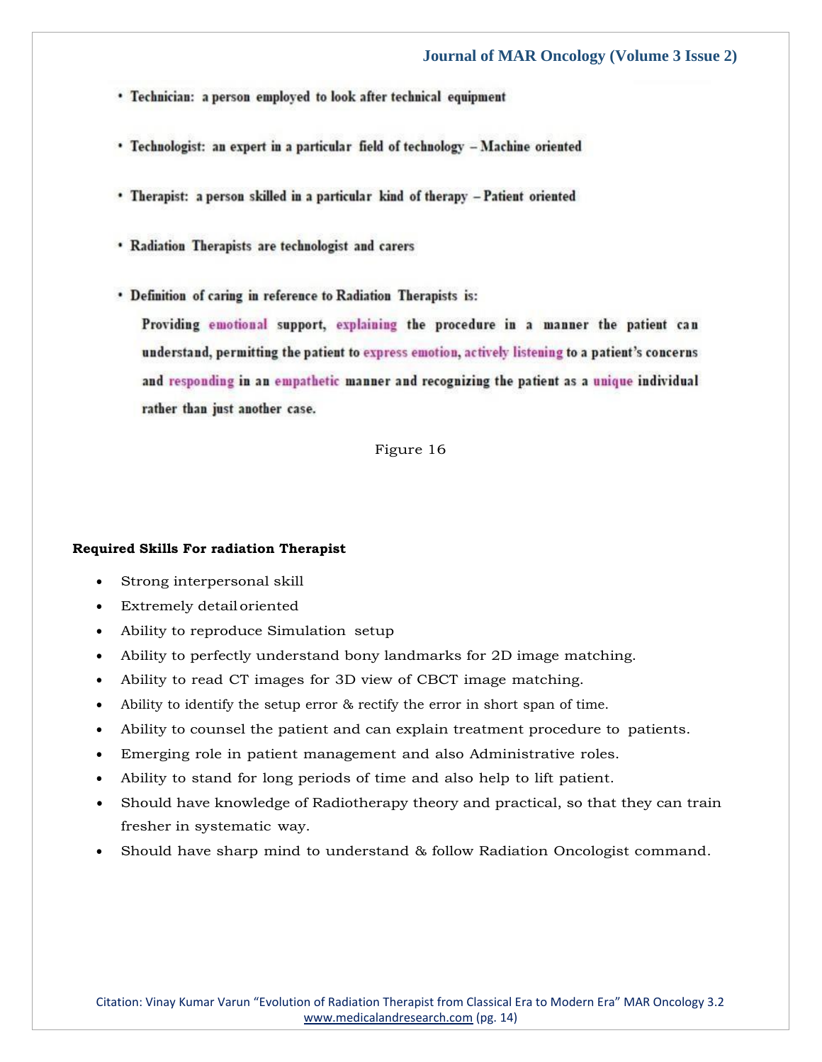- Technician: a person employed to look after technical equipment
- Technologist: an expert in a particular field of technology – Machine oriented
- Therapist: a person skilled in a particular kind of therapy – Patient oriented
- Radiation Therapists are technologist and carers
- Definition of caring in reference to Radiation Therapists is:

  Providing emotional support, explaining the procedure in a manner the patient can understand, permitting the patient to express emotion, actively listening to a patient's concerns and responding in an empathetic manner and recognizing the patient as a unique individual rather than just another case.

Figure 16

**Required Skills For radiation Therapist**

- Strong interpersonal skill
- Extremely detail oriented
- Ability to reproduce Simulation setup
- Ability to perfectly understand bony landmarks for 2D image matching.
- Ability to read CT images for 3D view of CBCT image matching.
- Ability to identify the setup error & rectify the error in short span of time.
- Ability to counsel the patient and can explain treatment procedure to patients.
- Emerging role in patient management and also Administrative roles.
- Ability to stand for long periods of time and also help to lift patient.
- Should have knowledge of Radiotherapy theory and practical, so that they can train fresher in systematic way.
- Should have sharp mind to understand & follow Radiation Oncologist command.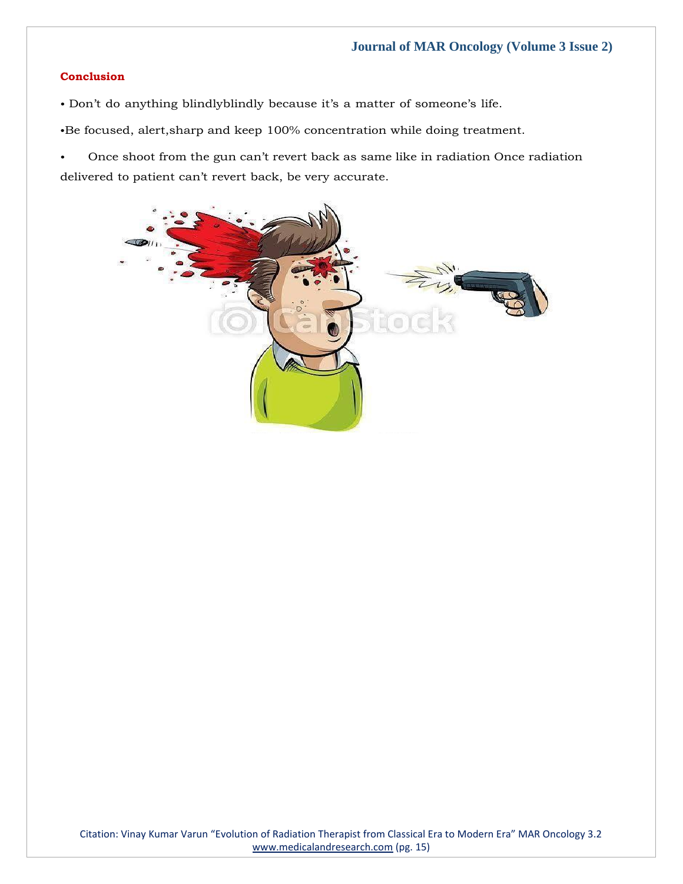## Conclusion

- Don't do anything blindlyblindly because it's a matter of someone's life.
- Be focused, alert,sharp and keep 100% concentration while doing treatment.
- Once shoot from the gun can't revert back as same like in radiation Once radiation delivered to patient can't revert back, be very accurate.